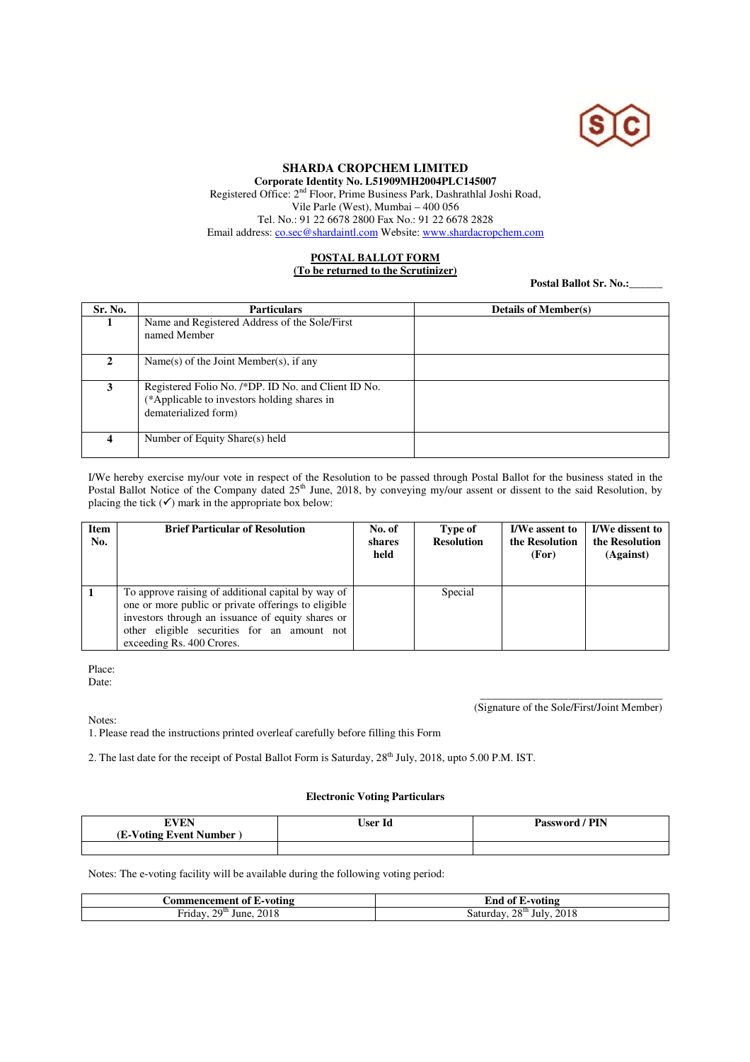# SHARDA CROPCHEM LIMITED

**Corporate Identity No. L51909MH2004PLC145007**

Registered Office: 2nd Floor, Prime Business Park, Dashrathlal Joshi Road, Vile Parle (West), Mumbai – 400 056

Tel. No.: 91 22 6678 2800 Fax No.: 91 22 6678 2828

Email address: co.sec@shardaintl.com Website: www.shardacropchem.com

## POSTAL BALLOT FORM

**(To be returned to the Scrutinizer)**

**Postal Ballot Sr. No.:______**

| Sr. No. | Particulars | Details of Member(s) |
|---|---|---|
| 1 | Name and Registered Address of the Sole/First named Member | |
| 2 | Name(s) of the Joint Member(s), if any | |
| 3 | Registered Folio No. /*DP. ID No. and Client ID No. (*Applicable to investors holding shares in dematerialized form) | |
| 4 | Number of Equity Share(s) held | |

I/We hereby exercise my/our vote in respect of the Resolution to be passed through Postal Ballot for the business stated in the Postal Ballot Notice of the Company dated 25th June, 2018, by conveying my/our assent or dissent to the said Resolution, by placing the tick (✓) mark in the appropriate box below:

| Item No. | Brief Particular of Resolution | No. of shares held | Type of Resolution | I/We assent to the Resolution (For) | I/We dissent to the Resolution (Against) |
|---|---|---|---|---|---|
| 1 | To approve raising of additional capital by way of one or more public or private offerings to eligible investors through an issuance of equity shares or other eligible securities for an amount not exceeding Rs. 400 Crores. | | Special | | |

Place:

Date:

_________________________________

(Signature of the Sole/First/Joint Member)

Notes:

1. Please read the instructions printed overleaf carefully before filling this Form

2. The last date for the receipt of Postal Ballot Form is Saturday, 28th July, 2018, upto 5.00 P.M. IST.

**Electronic Voting Particulars**

| EVEN (E-Voting Event Number ) | User Id | Password / PIN |
|---|---|---|
| | | |

Notes: The e-voting facility will be available during the following voting period:

| Commencement of E-voting | End of E-voting |
|---|---|
| Friday, 29th June, 2018 | Saturday, 28th July, 2018 |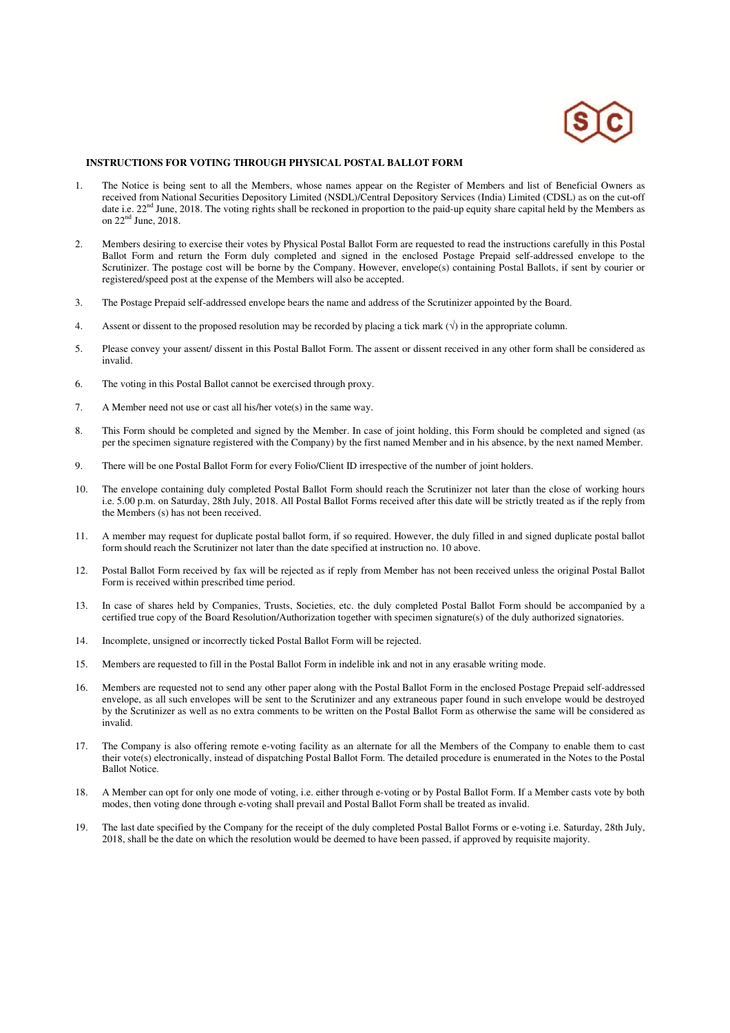**INSTRUCTIONS FOR VOTING THROUGH PHYSICAL POSTAL BALLOT FORM**

1. The Notice is being sent to all the Members, whose names appear on the Register of Members and list of Beneficial Owners as received from National Securities Depository Limited (NSDL)/Central Depository Services (India) Limited (CDSL) as on the cut-off date i.e. 22nd June, 2018. The voting rights shall be reckoned in proportion to the paid-up equity share capital held by the Members as on 22nd June, 2018.

2. Members desiring to exercise their votes by Physical Postal Ballot Form are requested to read the instructions carefully in this Postal Ballot Form and return the Form duly completed and signed in the enclosed Postage Prepaid self-addressed envelope to the Scrutinizer. The postage cost will be borne by the Company. However, envelope(s) containing Postal Ballots, if sent by courier or registered/speed post at the expense of the Members will also be accepted.

3. The Postage Prepaid self-addressed envelope bears the name and address of the Scrutinizer appointed by the Board.

4. Assent or dissent to the proposed resolution may be recorded by placing a tick mark (√) in the appropriate column.

5. Please convey your assent/ dissent in this Postal Ballot Form. The assent or dissent received in any other form shall be considered as invalid.

6. The voting in this Postal Ballot cannot be exercised through proxy.

7. A Member need not use or cast all his/her vote(s) in the same way.

8. This Form should be completed and signed by the Member. In case of joint holding, this Form should be completed and signed (as per the specimen signature registered with the Company) by the first named Member and in his absence, by the next named Member.

9. There will be one Postal Ballot Form for every Folio/Client ID irrespective of the number of joint holders.

10. The envelope containing duly completed Postal Ballot Form should reach the Scrutinizer not later than the close of working hours i.e. 5.00 p.m. on Saturday, 28th July, 2018. All Postal Ballot Forms received after this date will be strictly treated as if the reply from the Members (s) has not been received.

11. A member may request for duplicate postal ballot form, if so required. However, the duly filled in and signed duplicate postal ballot form should reach the Scrutinizer not later than the date specified at instruction no. 10 above.

12. Postal Ballot Form received by fax will be rejected as if reply from Member has not been received unless the original Postal Ballot Form is received within prescribed time period.

13. In case of shares held by Companies, Trusts, Societies, etc. the duly completed Postal Ballot Form should be accompanied by a certified true copy of the Board Resolution/Authorization together with specimen signature(s) of the duly authorized signatories.

14. Incomplete, unsigned or incorrectly ticked Postal Ballot Form will be rejected.

15. Members are requested to fill in the Postal Ballot Form in indelible ink and not in any erasable writing mode.

16. Members are requested not to send any other paper along with the Postal Ballot Form in the enclosed Postage Prepaid self-addressed envelope, as all such envelopes will be sent to the Scrutinizer and any extraneous paper found in such envelope would be destroyed by the Scrutinizer as well as no extra comments to be written on the Postal Ballot Form as otherwise the same will be considered as invalid.

17. The Company is also offering remote e-voting facility as an alternate for all the Members of the Company to enable them to cast their vote(s) electronically, instead of dispatching Postal Ballot Form. The detailed procedure is enumerated in the Notes to the Postal Ballot Notice.

18. A Member can opt for only one mode of voting, i.e. either through e-voting or by Postal Ballot Form. If a Member casts vote by both modes, then voting done through e-voting shall prevail and Postal Ballot Form shall be treated as invalid.

19. The last date specified by the Company for the receipt of the duly completed Postal Ballot Forms or e-voting i.e. Saturday, 28th July, 2018, shall be the date on which the resolution would be deemed to have been passed, if approved by requisite majority.